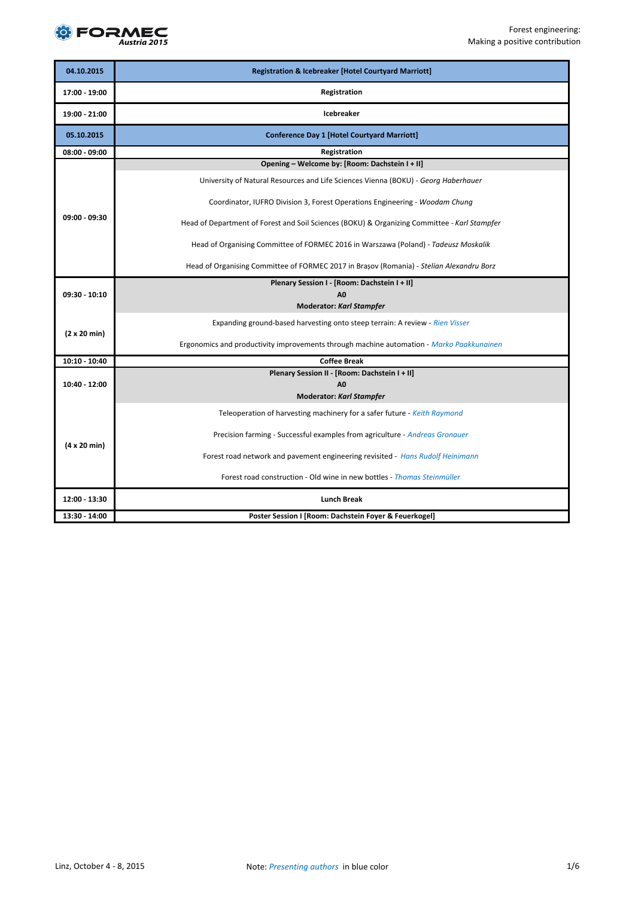FORMEC Austria 2015

Forest engineering:
Making a positive contribution

| 04.10.2015 | Registration & Icebreaker [Hotel Courtyard Marriott] |
| --- | --- |
| 17:00 - 19:00 | Registration |
| 19:00 - 21:00 | Icebreaker |
| **05.10.2015** | **Conference Day 1 [Hotel Courtyard Marriott]** |
| 08:00 - 09:00 | Registration |
| 09:00 - 09:30 | **Opening – Welcome by: [Room: Dachstein I + II]**<br>University of Natural Resources and Life Sciences Vienna (BOKU) - *Georg Haberhauer*<br>Coordinator, IUFRO Division 3, Forest Operations Engineering - *Woodam Chung*<br>Head of Department of Forest and Soil Sciences (BOKU) & Organizing Committee - *Karl Stampfer*<br>Head of Organising Committee of FORMEC 2016 in Warszawa (Poland) - *Tadeusz Moskalik*<br>Head of Organising Committee of FORMEC 2017 in Brașov (Romania) - *Stelian Alexandru Borz* |
| 09:30 - 10:10 | **Plenary Session I - [Room: Dachstein I + II]**<br>**A0**<br>**Moderator: *Karl Stampfer*** |
| (2 x 20 min) | Expanding ground-based harvesting onto steep terrain: A review - *Rien Visser*<br>Ergonomics and productivity improvements through machine automation - *Marko Paakkunainen* |
| 10:10 - 10:40 | Coffee Break |
| 10:40 - 12:00 | **Plenary Session II - [Room: Dachstein I + II]**<br>**A0**<br>**Moderator: *Karl Stampfer*** |
| (4 x 20 min) | Teleoperation of harvesting machinery for a safer future - *Keith Raymond*<br>Precision farming - Successful examples from agriculture - *Andreas Gronauer*<br>Forest road network and pavement engineering revisited - *Hans Rudolf Heinimann*<br>Forest road construction - Old wine in new bottles - *Thomas Steinmüller* |
| 12:00 - 13:30 | Lunch Break |
| 13:30 - 14:00 | Poster Session I [Room: Dachstein Foyer & Feuerkogel] |

Linz, October 4 - 8, 2015

Note: *Presenting authors* in blue color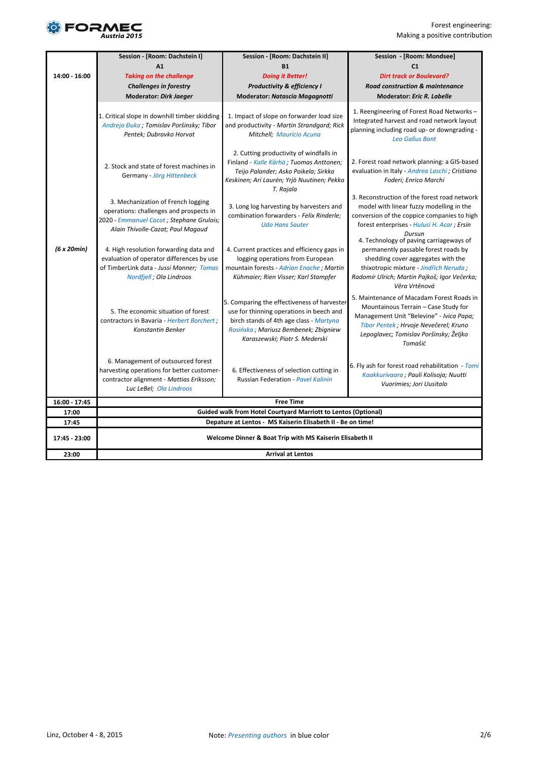| 14:00 - 16:00 | **Session - [Room: Dachstein I]**<br>**A1**<br>***Taking on the challenge***<br>***Challenges in forestry***<br>**Moderator: *Dirk Jaeger*** | **Session - [Room: Dachstein II]**<br>**B1**<br>***Doing it Better!***<br>***Productivity & efficiency I***<br>**Moderator: *Natascia Magagnotti*** | **Session - [Room: Mondsee]**<br>**C1**<br>***Dirt track or Boulevard?***<br>***Road construction & maintenance***<br>**Moderator: *Eric R. Labelle*** |
|---|---|---|---|
| ***(6 x 20min)*** | 1. Critical slope in downhill timber skidding - *Andreja Đuka ; Tomislav Poršinsky; Tibor Pentek; Dubravko Horvat* | 1. Impact of slope on forwarder load size and productivity - *Martin Strandgard; Rick Mitchell; Mauricio Acuna* | 1. Reengineering of Forest Road Networks – Integrated harvest and road network layout planning including road up- or downgrading - *Leo Gallus Bont* |
| | 2. Stock and state of forest machines in Germany - *Jörg Hittenbeck* | 2. Cutting productivity of windfalls in Finland - *Kalle Kärhä ; Tuomas Anttonen; Teijo Palander; Asko Poikela; Sirkka Keskinen; Ari Laurén; Yrjö Nuutinen; Pekka T. Rajala* | 2. Forest road network planning: a GIS-based evaluation in Italy - *Andrea Laschi ; Cristiano Foderi; Enrico Marchi* |
| | 3. Mechanization of French logging operations: challenges and prospects in 2020 - *Emmanuel Cacot ; Stephane Grulois; Alain Thivolle-Cazat; Paul Magaud* | 3. Long log harvesting by harvesters and combination forwarders - *Felix Rinderle; Udo Hans Sauter* | 3. Reconstruction of the forest road network model with linear fuzzy modelling in the conversion of the coppice companies to high forest enterprises - *Hulusi H. Acar ; Ersin Dursun* |
| | 4. High resolution forwarding data and evaluation of operator differences by use of TimberLink data - *Jussi Manner; Tomas Nordfjell ; Ola Lindroos* | 4. Current practices and efficiency gaps in logging operations from European mountain forests - *Adrian Enache ; Martin Kühmaier; Rien Visser; Karl Stampfer* | 4. Technology of paving carriageways of permanently passable forest roads by shedding cover aggregates with the thixotropic mixture - *Jindřich Neruda ; Radomír Ulrich; Martin Pajkoš; Igor Večerka; Věra Vrtěnová* |
| | 5. The economic situation of forest contractors in Bavaria - *Herbert Borchert ; Konstantin Benker* | 5. Comparing the effectiveness of harvester use for thinning operations in beech and birch stands of 4th age class - *Martyna Rosińska ; Mariusz Bembenek; Zbigniew Karaszewski; Piotr S. Mederski* | 5. Maintenance of Macadam Forest Roads in Mountainous Terrain – Case Study for Management Unit "Belevine" - *Ivica Papa; Tibor Pentek ; Hrvoje Nevečerel; Kruno Lepoglavec; Tomislav Poršinsky; Željko Tomašić* |
| | 6. Management of outsourced forest harvesting operations for better customer-contractor alignment - *Mattias Eriksson; Luc LeBel; Ola Lindroos* | 6. Effectiveness of selection cutting in Russian Federation - *Pavel Kalinin* | 6. Fly ash for forest road rehabilitation - *Tomi Kaakkurivaara ; Pauli Kolisoja; Nuutti Vuorimies; Jori Uusitalo* |
| **16:00 - 17:45** | **Free Time** | | |
| **17:00** | **Guided walk from Hotel Courtyard Marriott to Lentos (Optional)** | | |
| **17:45** | **Depature at Lentos - MS Kaiserin Elisabeth II - Be on time!** | | |
| **17:45 - 23:00** | **Welcome Dinner & Boat Trip with MS Kaiserin Elisabeth II** | | |
| **23:00** | **Arrival at Lentos** | | |

Linz, October 4 - 8, 2015

Note: *Presenting authors* in blue color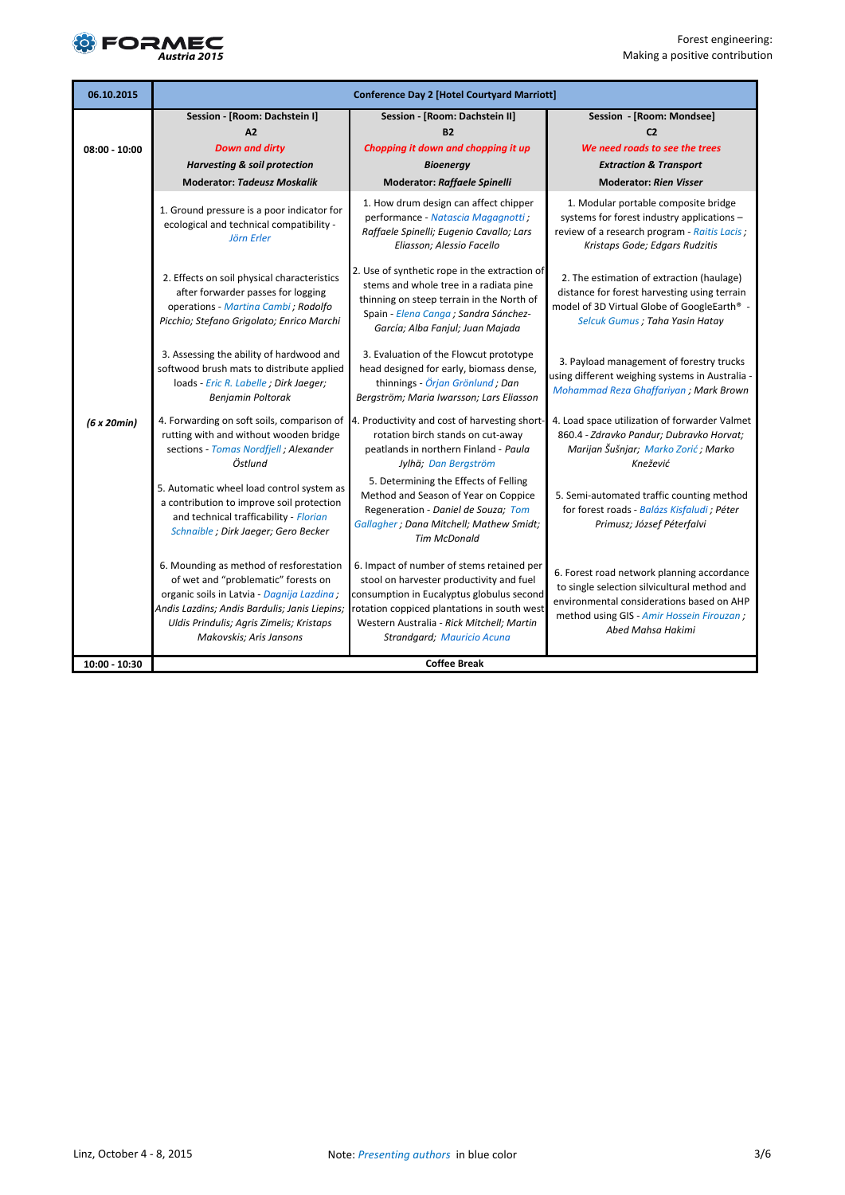| 06.10.2015 | Conference Day 2 [Hotel Courtyard Marriott] | | |
|---|---|---|---|
| 08:00 - 10:00 | **Session - [Room: Dachstein I]**<br>**A2**<br>***Down and dirty***<br>***Harvesting & soil protection***<br>**Moderator: *Tadeusz Moskalik*** | **Session - [Room: Dachstein II]**<br>**B2**<br>***Chopping it down and chopping it up***<br>***Bioenergy***<br>**Moderator: *Raffaele Spinelli*** | **Session - [Room: Mondsee]**<br>**C2**<br>***We need roads to see the trees***<br>***Extraction & Transport***<br>**Moderator: *Rien Visser*** |
| ***(6 x 20min)*** | 1. Ground pressure is a poor indicator for ecological and technical compatibility - *Jörn Erler* | 1. How drum design can affect chipper performance - *Natascia Magagnotti ; Raffaele Spinelli; Eugenio Cavallo; Lars Eliasson; Alessio Facello* | 1. Modular portable composite bridge systems for forest industry applications – review of a research program - *Raitis Lacis ; Kristaps Gode; Edgars Rudzitis* |
| | 2. Effects on soil physical characteristics after forwarder passes for logging operations - *Martina Cambi ; Rodolfo Picchio; Stefano Grigolato; Enrico Marchi* | 2. Use of synthetic rope in the extraction of stems and whole tree in a radiata pine thinning on steep terrain in the North of Spain - *Elena Canga ; Sandra Sánchez-García; Alba Fanjul; Juan Majada* | 2. The estimation of extraction (haulage) distance for forest harvesting using terrain model of 3D Virtual Globe of GoogleEarth® - *Selcuk Gumus ; Taha Yasin Hatay* |
| | 3. Assessing the ability of hardwood and softwood brush mats to distribute applied loads - *Eric R. Labelle ; Dirk Jaeger; Benjamin Poltorak* | 3. Evaluation of the Flowcut prototype head designed for early, biomass dense, thinnings - *Örjan Grönlund ; Dan Bergström; Maria Iwarsson; Lars Eliasson* | 3. Payload management of forestry trucks using different weighing systems in Australia - *Mohammad Reza Ghaffariyan ; Mark Brown* |
| | 4. Forwarding on soft soils, comparison of rutting with and without wooden bridge sections - *Tomas Nordfjell ; Alexander Östlund* | 4. Productivity and cost of harvesting short-rotation birch stands on cut-away peatlands in northern Finland - *Paula Jylhä; Dan Bergström* | 4. Load space utilization of forwarder Valmet 860.4 - *Zdravko Pandur; Dubravko Horvat; Marijan Šušnjar; Marko Zorić ; Marko Knežević* |
| | 5. Automatic wheel load control system as a contribution to improve soil protection and technical trafficability - *Florian Schnaible ; Dirk Jaeger; Gero Becker* | 5. Determining the Effects of Felling Method and Season of Year on Coppice Regeneration - *Daniel de Souza; Tom Gallagher ; Dana Mitchell; Mathew Smidt; Tim McDonald* | 5. Semi-automated traffic counting method for forest roads - *Balázs Kisfaludi ; Péter Primusz; József Péterfalvi* |
| | 6. Mounding as method of resforestation of wet and "problematic" forests on organic soils in Latvia - *Dagnija Lazdina ; Andis Lazdins; Andis Bardulis; Janis Liepins; Uldis Prindulis; Agris Zimelis; Kristaps Makovskis; Aris Jansons* | 6. Impact of number of stems retained per stool on harvester productivity and fuel consumption in Eucalyptus globulus second rotation coppiced plantations in south west Western Australia - *Rick Mitchell; Martin Strandgard; Mauricio Acuna* | 6. Forest road network planning accordance to single selection silvicultural method and environmental considerations based on AHP method using GIS - *Amir Hossein Firouzan ; Abed Mahsa Hakimi* |
| 10:00 - 10:30 | **Coffee Break** | | |

Linz, October 4 - 8, 2015 — Note: *Presenting authors* in blue color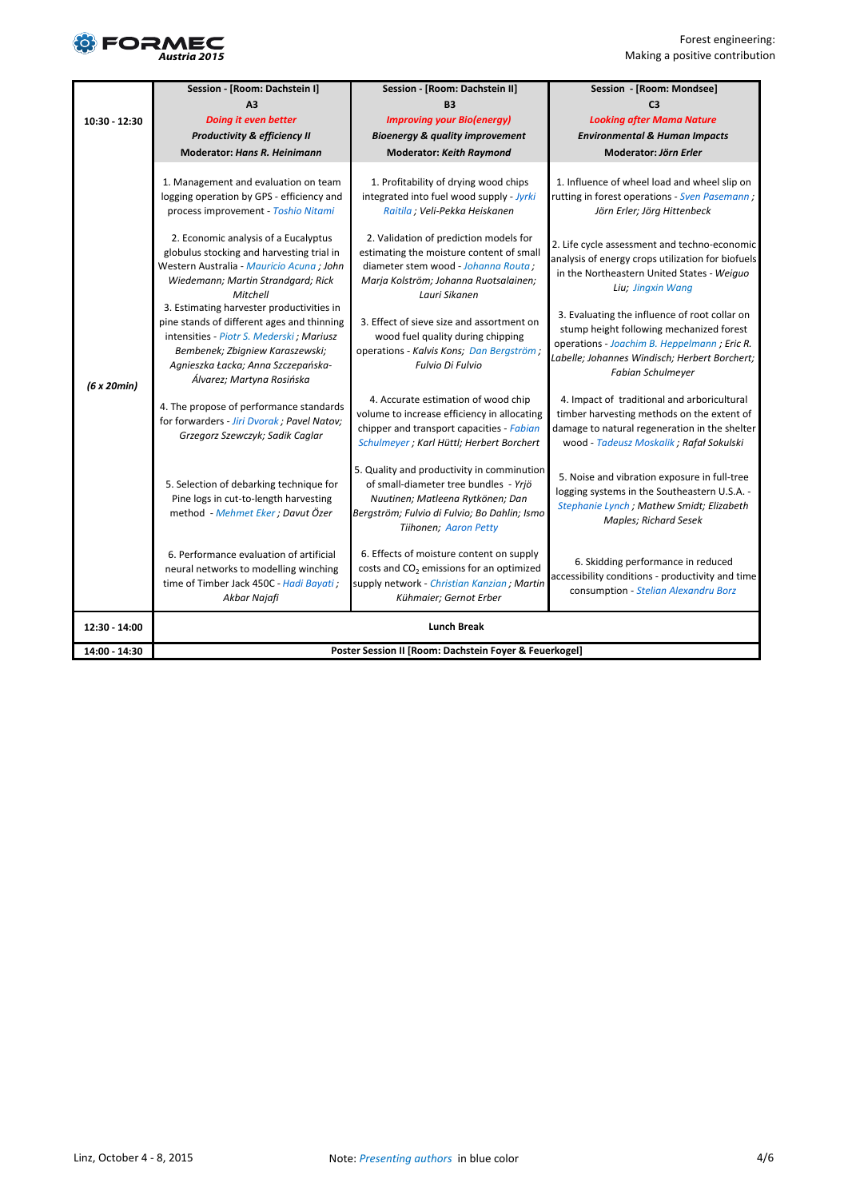| | Session - [Room: Dachstein I] A3 ***Doing it even better*** ***Productivity & efficiency II*** **Moderator: *Hans R. Heinimann*** | Session - [Room: Dachstein II] B3 ***Improving your Bio(energy)*** ***Bioenergy & quality improvement*** **Moderator: *Keith Raymond*** | Session - [Room: Mondsee] C3 ***Looking after Mama Nature*** ***Environmental & Human Impacts*** **Moderator: *Jörn Erler*** |
|---|---|---|---|
| **10:30 - 12:30** | 1. Management and evaluation on team logging operation by GPS - efficiency and process improvement - *Toshio Nitami* | 1. Profitability of drying wood chips integrated into fuel wood supply - *Jyrki Raitila ; Veli-Pekka Heiskanen* | 1. Influence of wheel load and wheel slip on rutting in forest operations - *Sven Pasemann ; Jörn Erler; Jörg Hittenbeck* |
| | 2. Economic analysis of a Eucalyptus globulus stocking and harvesting trial in Western Australia - *Mauricio Acuna ; John Wiedemann; Martin Strandgard; Rick Mitchell* | 2. Validation of prediction models for estimating the moisture content of small diameter stem wood - *Johanna Routa ; Marja Kolström; Johanna Ruotsalainen; Lauri Sikanen* | 2. Life cycle assessment and techno-economic analysis of energy crops utilization for biofuels in the Northeastern United States - *Weiguo Liu; Jingxin Wang* |
| **(6 x 20min)** | 3. Estimating harvester productivities in pine stands of different ages and thinning intensities - *Piotr S. Mederski ; Mariusz Bembenek; Zbigniew Karaszewski; Agnieszka Łacka; Anna Szczepańska-Álvarez; Martyna Rosińska* | 3. Effect of sieve size and assortment on wood fuel quality during chipping operations - *Kalvis Kons; Dan Bergström ; Fulvio Di Fulvio* | 3. Evaluating the influence of root collar on stump height following mechanized forest operations - *Joachim B. Heppelmann ; Eric R. Labelle; Johannes Windisch; Herbert Borchert; Fabian Schulmeyer* |
| | 4. The propose of performance standards for forwarders - *Jiri Dvorak ; Pavel Natov; Grzegorz Szewczyk; Sadik Caglar* | 4. Accurate estimation of wood chip volume to increase efficiency in allocating chipper and transport capacities - *Fabian Schulmeyer ; Karl Hüttl; Herbert Borchert* | 4. Impact of traditional and arboricultural timber harvesting methods on the extent of damage to natural regeneration in the shelter wood - *Tadeusz Moskalik ; Rafał Sokulski* |
| | 5. Selection of debarking technique for Pine logs in cut-to-length harvesting method - *Mehmet Eker ; Davut Özer* | 5. Quality and productivity in comminution of small-diameter tree bundles - *Yrjö Nuutinen; Matleena Rytkönen; Dan Bergström; Fulvio di Fulvio; Bo Dahlin; Ismo Tiihonen; Aaron Petty* | 5. Noise and vibration exposure in full-tree logging systems in the Southeastern U.S.A. - *Stephanie Lynch ; Mathew Smidt; Elizabeth Maples; Richard Sesek* |
| | 6. Performance evaluation of artificial neural networks to modelling winching time of Timber Jack 450C - *Hadi Bayati ; Akbar Najafi* | 6. Effects of moisture content on supply costs and $CO_2$ emissions for an optimized supply network - *Christian Kanzian ; Martin Kühmaier; Gernot Erber* | 6. Skidding performance in reduced accessibility conditions - productivity and time consumption - *Stelian Alexandru Borz* |
| **12:30 - 14:00** | **Lunch Break** | | |
| **14:00 - 14:30** | **Poster Session II [Room: Dachstein Foyer & Feuerkogel]** | | |

Note: *Presenting authors* in blue color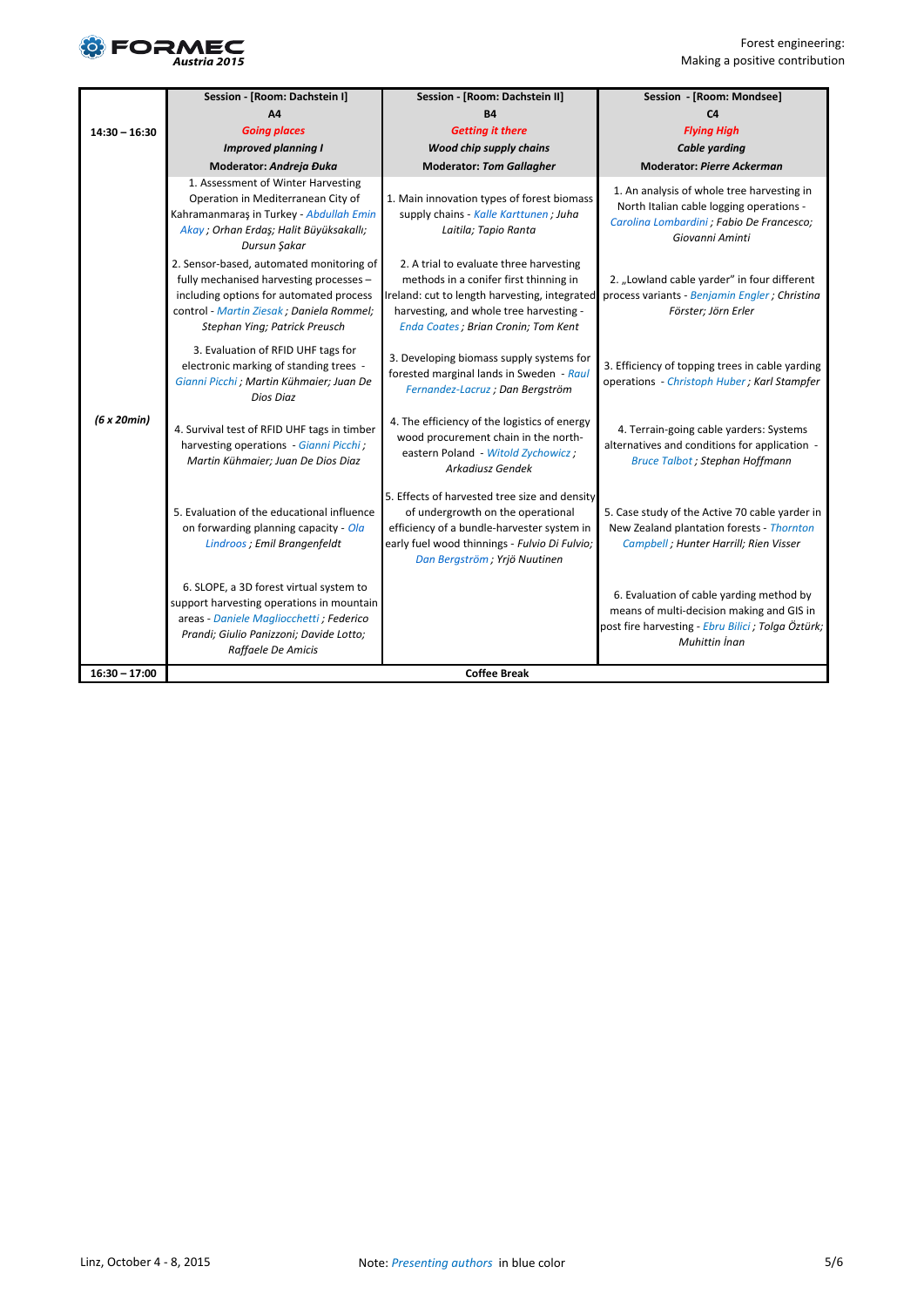| 14:30 – 16:30 | Session - [Room: Dachstein I] A4 *Going places* ***Improved planning I*** Moderator: *Andreja Đuka* | Session - [Room: Dachstein II] B4 *Getting it there* ***Wood chip supply chains*** Moderator: *Tom Gallagher* | Session - [Room: Mondsee] C4 *Flying High* ***Cable yarding*** Moderator: *Pierre Ackerman* |
|---|---|---|---|
| *(6 x 20min)* | 1. Assessment of Winter Harvesting Operation in Mediterranean City of Kahramanmaraş in Turkey - *Abdullah Emin Akay ; Orhan Erdaş; Halit Büyüksakallı; Dursun Şakar* | 1. Main innovation types of forest biomass supply chains - *Kalle Karttunen ; Juha Laitila; Tapio Ranta* | 1. An analysis of whole tree harvesting in North Italian cable logging operations - *Carolina Lombardini ; Fabio De Francesco; Giovanni Aminti* |
| | 2. Sensor-based, automated monitoring of fully mechanised harvesting processes – including options for automated process control - *Martin Ziesak ; Daniela Rommel; Stephan Ying; Patrick Preusch* | 2. A trial to evaluate three harvesting methods in a conifer first thinning in Ireland: cut to length harvesting, integrated harvesting, and whole tree harvesting - *Enda Coates ; Brian Cronin; Tom Kent* | 2. „Lowland cable yarder" in four different process variants - *Benjamin Engler ; Christina Förster; Jörn Erler* |
| | 3. Evaluation of RFID UHF tags for electronic marking of standing trees - *Gianni Picchi ; Martin Kühmaier; Juan De Dios Diaz* | 3. Developing biomass supply systems for forested marginal lands in Sweden - *Raul Fernandez-Lacruz ; Dan Bergström* | 3. Efficiency of topping trees in cable yarding operations - *Christoph Huber ; Karl Stampfer* |
| | 4. Survival test of RFID UHF tags in timber harvesting operations - *Gianni Picchi ; Martin Kühmaier; Juan De Dios Diaz* | 4. The efficiency of the logistics of energy wood procurement chain in the north-eastern Poland - *Witold Zychowicz ; Arkadiusz Gendek* | 4. Terrain-going cable yarders: Systems alternatives and conditions for application - *Bruce Talbot ; Stephan Hoffmann* |
| | 5. Evaluation of the educational influence on forwarding planning capacity - *Ola Lindroos ; Emil Brangenfeldt* | 5. Effects of harvested tree size and density of undergrowth on the operational efficiency of a bundle-harvester system in early fuel wood thinnings - *Fulvio Di Fulvio; Dan Bergström ; Yrjö Nuutinen* | 5. Case study of the Active 70 cable yarder in New Zealand plantation forests - *Thornton Campbell ; Hunter Harrill; Rien Visser* |
| | 6. SLOPE, a 3D forest virtual system to support harvesting operations in mountain areas - *Daniele Magliocchetti ; Federico Prandi; Giulio Panizzoni; Davide Lotto; Raffaele De Amicis* | | 6. Evaluation of cable yarding method by means of multi-decision making and GIS in post fire harvesting - *Ebru Bilici ; Tolga Öztürk; Muhittin İnan* |
| 16:30 – 17:00 | Coffee Break | | |

Linz, October 4 - 8, 2015

Note: *Presenting authors* in blue color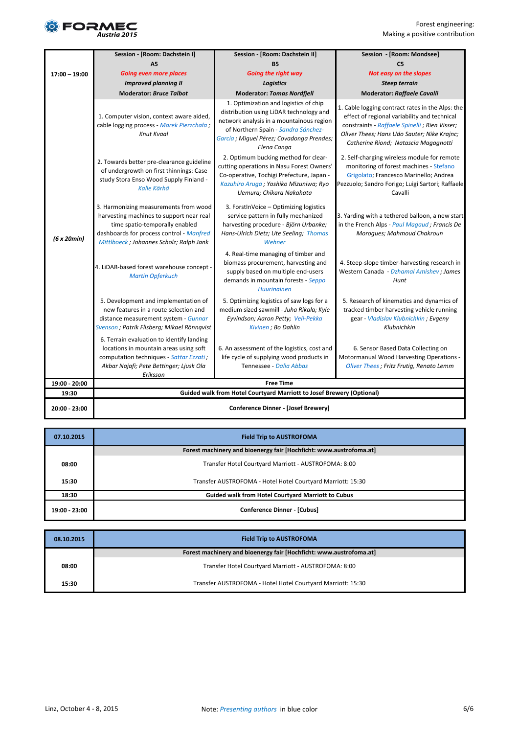| | Session - [Room: Dachstein I] A5 *Going even more places* ***Improved planning II*** Moderator: *Bruce Talbot* | Session - [Room: Dachstein II] B5 *Going the right way* ***Logistics*** Moderator: *Tomas Nordfjell* | Session - [Room: Mondsee] C5 *Not easy on the slopes* ***Steep terrain*** Moderator: *Raffaele Cavalli* |
|---|---|---|---|
| **17:00 – 19:00** | | | |
| ***(6 x 20min)*** | 1. Computer vision, context aware aided, cable logging process - *Marek Pierzchala*; *Knut Kvaal* | 1. Optimization and logistics of chip distribution using LiDAR technology and network analysis in a mountainous region of Northern Spain - *Sandra Sánchez-García*; *Miguel Pérez; Covadonga Prendes; Elena Canga* | 1. Cable logging contract rates in the Alps: the effect of regional variability and technical constraints - *Raffaele Spinelli*; *Rien Visser; Oliver Thees; Hans Udo Sauter; Nike Krajnc; Catherine Riond; Natascia Magagnotti* |
| | 2. Towards better pre-clearance guideline of undergrowth on first thinnings: Case study Stora Enso Wood Supply Finland - *Kalle Kärhä* | 2. Optimum bucking method for clear-cutting operations in Nasu Forest Owners' Co-operative, Tochigi Prefecture, Japan - *Kazuhiro Aruga*; *Yoshiko Mizuniwa; Ryo Uemura; Chikara Nakahata* | 2. Self-charging wireless module for remote monitoring of forest machines - Stefano Grigolato; Francesco Marinello; Andrea Pezzuolo; Sandro Forigo; Luigi Sartori; Raffaele Cavalli |
| | 3. Harmonizing measurements from wood harvesting machines to support near real time spatio-temporally enabled dashboards for process control - *Manfred Mittlboeck*; *Johannes Scholz; Ralph Jank* | 3. ForstInVoice – Optimizing logistics service pattern in fully mechanized harvesting procedure - *Björn Urbanke; Hans-Ulrich Dietz; Ute Seeling; Thomas Wehner* | 3. Yarding with a tethered balloon, a new start in the French Alps - *Paul Magaud*; *Francis De Morogues; Mahmoud Chakroun* |
| | 4. LiDAR-based forest warehouse concept - *Martin Opferkuch* | 4. Real-time managing of timber and biomass procurement, harvesting and supply based on multiple end-users demands in mountain forests - *Seppo Huurinainen* | 4. Steep-slope timber-harvesting research in Western Canada - *Dzhamal Amishev*; *James Hunt* |
| | 5. Development and implementation of new features in a route selection and distance measurement system - *Gunnar Svenson*; *Patrik Flisberg; Mikael Rönnqvist* | 5. Optimizing logistics of saw logs for a medium sized sawmill - *Juha Rikala; Kyle Eyvindson; Aaron Petty; Veli-Pekka Kivinen*; *Bo Dahlin* | 5. Research of kinematics and dynamics of tracked timber harvesting vehicle running gear - *Vladislav Klubnichkin*; *Evgeny Klubnichkin* |
| | 6. Terrain evaluation to identify landing locations in mountain areas using soft computation techniques - *Sattar Ezzati*; *Akbar Najafi; Pete Bettinger; Ljusk Ola Eriksson* | 6. An assessment of the logistics, cost and life cycle of supplying wood products in Tennessee - *Dalia Abbas* | 6. Sensor Based Data Collecting on Motormanual Wood Harvesting Operations - *Oliver Thees*; *Fritz Frutig, Renato Lemm* |
| **19:00 - 20:00** | **Free Time** | | |
| **19:30** | **Guided walk from Hotel Courtyard Marriott to Josef Brewery (Optional)** | | |
| **20:00 - 23:00** | **Conference Dinner - [Josef Brewery]** | | |

| **07.10.2015** | **Field Trip to AUSTROFOMA** |
|---|---|
| | **Forest machinery and bioenergy fair [Hochficht: www.austrofoma.at]** |
| **08:00** | Transfer Hotel Courtyard Marriott - AUSTROFOMA: 8:00 |
| **15:30** | Transfer AUSTROFOMA - Hotel Hotel Courtyard Marriott: 15:30 |
| **18:30** | **Guided walk from Hotel Courtyard Marriott to Cubus** |
| **19:00 - 23:00** | **Conference Dinner - [Cubus]** |

| **08.10.2015** | **Field Trip to AUSTROFOMA** |
|---|---|
| | **Forest machinery and bioenergy fair [Hochficht: www.austrofoma.at]** |
| **08:00** | Transfer Hotel Courtyard Marriott - AUSTROFOMA: 8:00 |
| **15:30** | Transfer AUSTROFOMA - Hotel Hotel Courtyard Marriott: 15:30 |

Note: *Presenting authors* in blue color